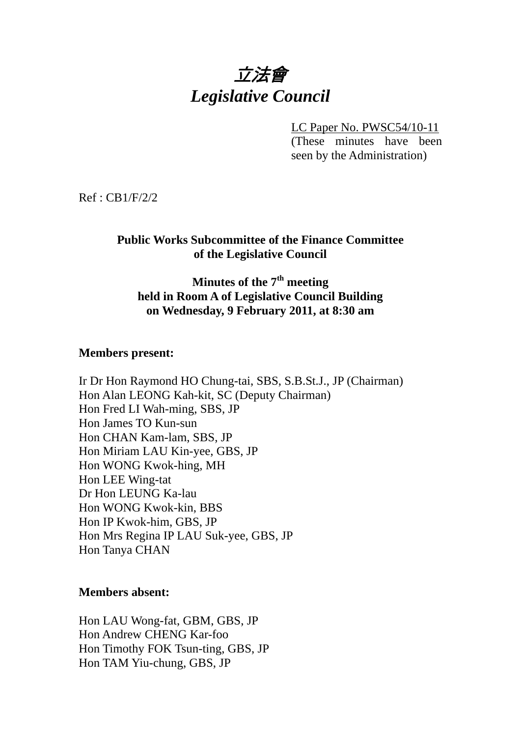# *立法會*
# *Legislative Council*

LC Paper No. PWSC54/10-11
(These minutes have been seen by the Administration)

Ref : CB1/F/2/2

**Public Works Subcommittee of the Finance Committee of the Legislative Council**

**Minutes of the 7th meeting held in Room A of Legislative Council Building on Wednesday, 9 February 2011, at 8:30 am**

**Members present:**

Ir Dr Hon Raymond HO Chung-tai, SBS, S.B.St.J., JP (Chairman)
Hon Alan LEONG Kah-kit, SC (Deputy Chairman)
Hon Fred LI Wah-ming, SBS, JP
Hon James TO Kun-sun
Hon CHAN Kam-lam, SBS, JP
Hon Miriam LAU Kin-yee, GBS, JP
Hon WONG Kwok-hing, MH
Hon LEE Wing-tat
Dr Hon LEUNG Ka-lau
Hon WONG Kwok-kin, BBS
Hon IP Kwok-him, GBS, JP
Hon Mrs Regina IP LAU Suk-yee, GBS, JP
Hon Tanya CHAN

**Members absent:**

Hon LAU Wong-fat, GBM, GBS, JP
Hon Andrew CHENG Kar-foo
Hon Timothy FOK Tsun-ting, GBS, JP
Hon TAM Yiu-chung, GBS, JP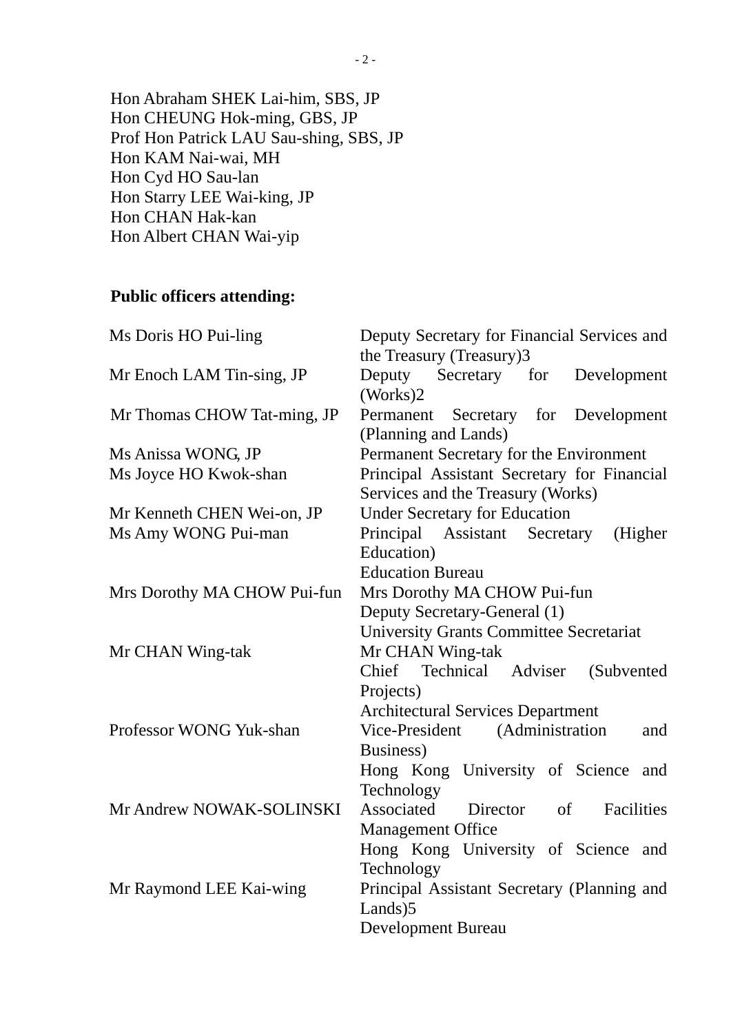Hon Abraham SHEK Lai-him, SBS, JP
Hon CHEUNG Hok-ming, GBS, JP
Prof Hon Patrick LAU Sau-shing, SBS, JP
Hon KAM Nai-wai, MH
Hon Cyd HO Sau-lan
Hon Starry LEE Wai-king, JP
Hon CHAN Hak-kan
Hon Albert CHAN Wai-yip

**Public officers attending:**

| | |
|---|---|
| Ms Doris HO Pui-ling | Deputy Secretary for Financial Services and the Treasury (Treasury)3 |
| Mr Enoch LAM Tin-sing, JP | Deputy Secretary for Development (Works)2 |
| Mr Thomas CHOW Tat-ming, JP | Permanent Secretary for Development (Planning and Lands) |
| Ms Anissa WONG, JP | Permanent Secretary for the Environment |
| Ms Joyce HO Kwok-shan | Principal Assistant Secretary for Financial Services and the Treasury (Works) |
| Mr Kenneth CHEN Wei-on, JP | Under Secretary for Education |
| Ms Amy WONG Pui-man | Principal Assistant Secretary (Higher Education)<br>Education Bureau |
| Mrs Dorothy MA CHOW Pui-fun | Mrs Dorothy MA CHOW Pui-fun<br>Deputy Secretary-General (1)<br>University Grants Committee Secretariat |
| Mr CHAN Wing-tak | Mr CHAN Wing-tak<br>Chief Technical Adviser (Subvented Projects)<br>Architectural Services Department |
| Professor WONG Yuk-shan | Vice-President (Administration and Business)<br>Hong Kong University of Science and Technology |
| Mr Andrew NOWAK-SOLINSKI | Associated Director of Facilities Management Office<br>Hong Kong University of Science and Technology |
| Mr Raymond LEE Kai-wing | Principal Assistant Secretary (Planning and Lands)5<br>Development Bureau |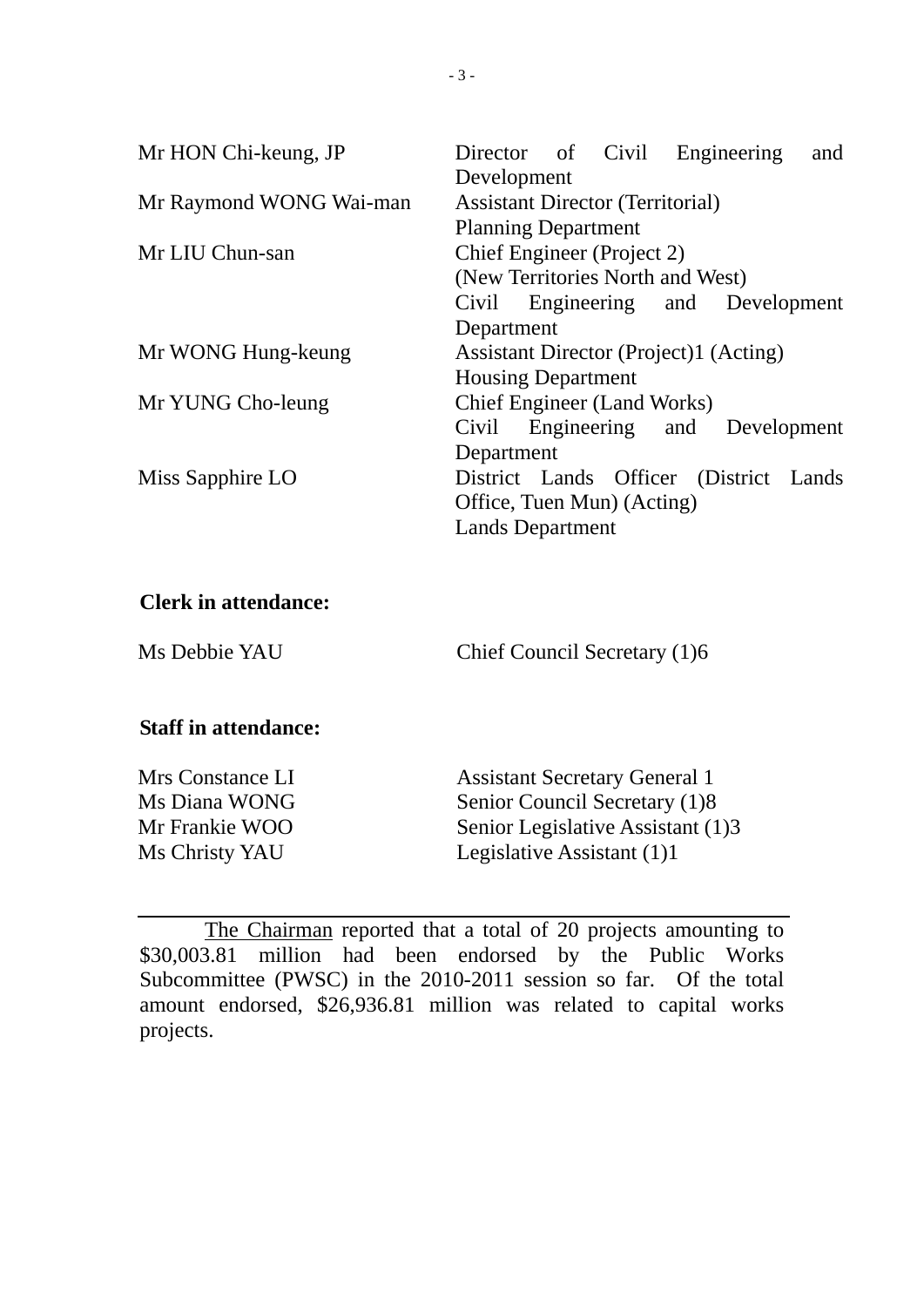| | |
|---|---|
| Mr HON Chi-keung, JP | Director of Civil Engineering and Development |
| Mr Raymond WONG Wai-man | Assistant Director (Territorial)<br>Planning Department |
| Mr LIU Chun-san | Chief Engineer (Project 2)<br>(New Territories North and West)<br>Civil Engineering and Development Department |
| Mr WONG Hung-keung | Assistant Director (Project)1 (Acting)<br>Housing Department |
| Mr YUNG Cho-leung | Chief Engineer (Land Works)<br>Civil Engineering and Development Department |
| Miss Sapphire LO | District Lands Officer (District Lands Office, Tuen Mun) (Acting)<br>Lands Department |

**Clerk in attendance:**

| | |
|---|---|
| Ms Debbie YAU | Chief Council Secretary (1)6 |

**Staff in attendance:**

| | |
|---|---|
| Mrs Constance LI | Assistant Secretary General 1 |
| Ms Diana WONG | Senior Council Secretary (1)8 |
| Mr Frankie WOO | Senior Legislative Assistant (1)3 |
| Ms Christy YAU | Legislative Assistant (1)1 |

---

The Chairman reported that a total of 20 projects amounting to $30,003.81 million had been endorsed by the Public Works Subcommittee (PWSC) in the 2010-2011 session so far. Of the total amount endorsed, $26,936.81 million was related to capital works projects.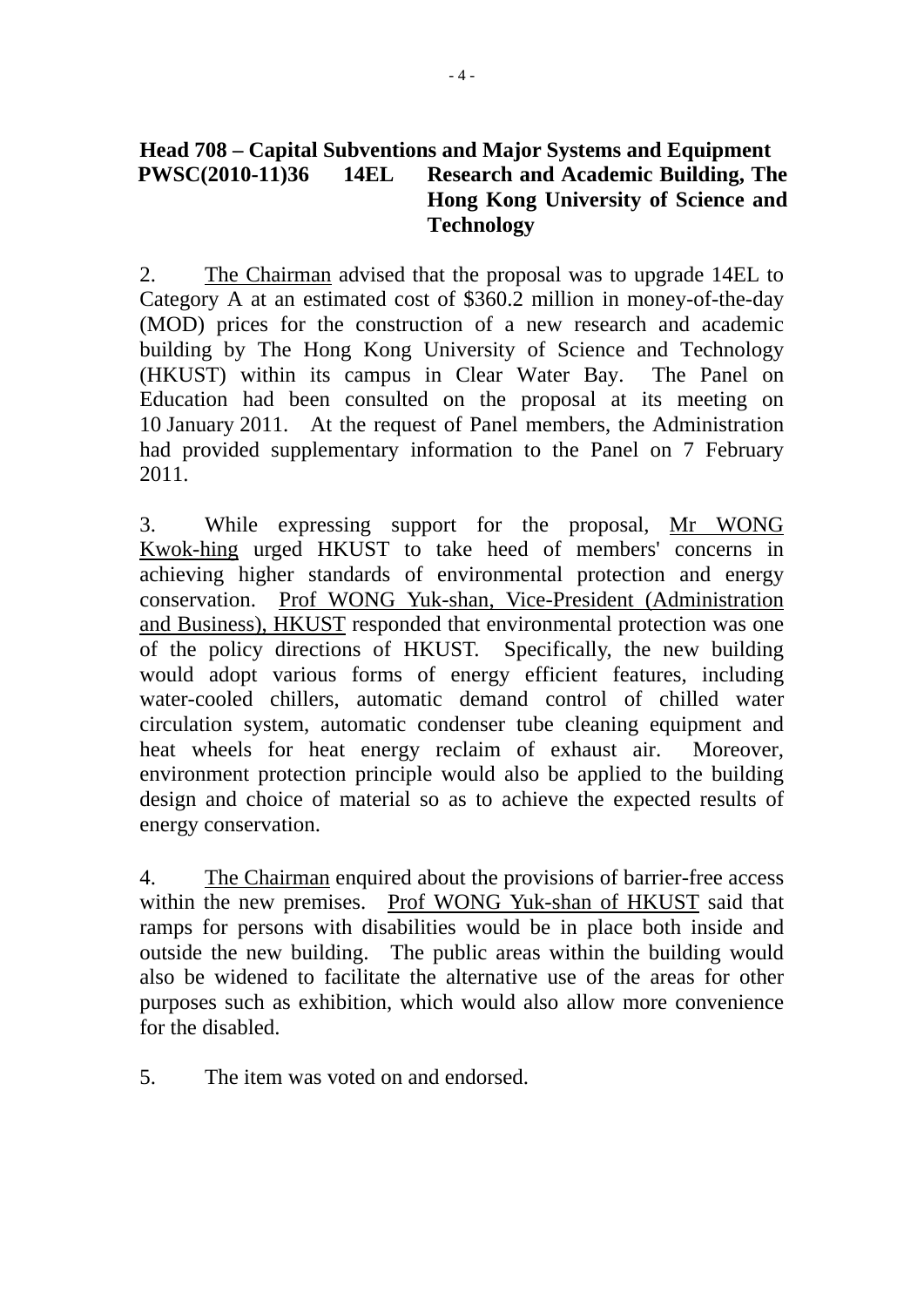**Head 708 – Capital Subventions and Major Systems and Equipment**
**PWSC(2010-11)36 14EL Research and Academic Building, The Hong Kong University of Science and Technology**

2. The Chairman advised that the proposal was to upgrade 14EL to Category A at an estimated cost of $360.2 million in money-of-the-day (MOD) prices for the construction of a new research and academic building by The Hong Kong University of Science and Technology (HKUST) within its campus in Clear Water Bay. The Panel on Education had been consulted on the proposal at its meeting on 10 January 2011. At the request of Panel members, the Administration had provided supplementary information to the Panel on 7 February 2011.

3. While expressing support for the proposal, Mr WONG Kwok-hing urged HKUST to take heed of members' concerns in achieving higher standards of environmental protection and energy conservation. Prof WONG Yuk-shan, Vice-President (Administration and Business), HKUST responded that environmental protection was one of the policy directions of HKUST. Specifically, the new building would adopt various forms of energy efficient features, including water-cooled chillers, automatic demand control of chilled water circulation system, automatic condenser tube cleaning equipment and heat wheels for heat energy reclaim of exhaust air. Moreover, environment protection principle would also be applied to the building design and choice of material so as to achieve the expected results of energy conservation.

4. The Chairman enquired about the provisions of barrier-free access within the new premises. Prof WONG Yuk-shan of HKUST said that ramps for persons with disabilities would be in place both inside and outside the new building. The public areas within the building would also be widened to facilitate the alternative use of the areas for other purposes such as exhibition, which would also allow more convenience for the disabled.

5. The item was voted on and endorsed.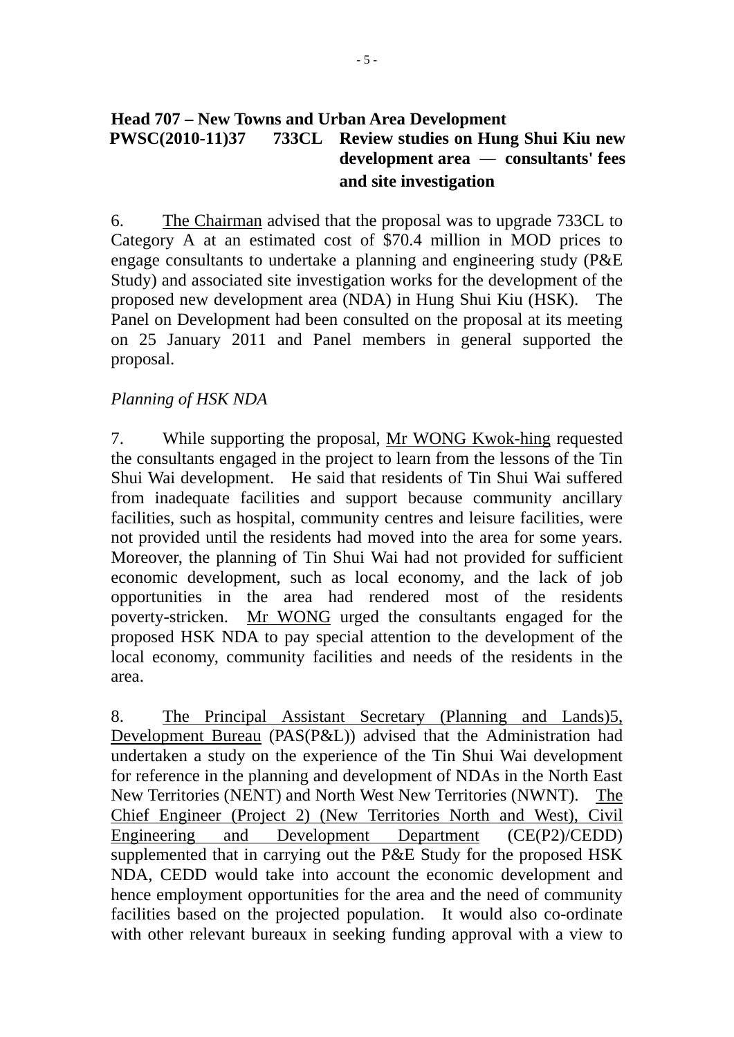**Head 707 – New Towns and Urban Area Development**

**PWSC(2010-11)37 733CL Review studies on Hung Shui Kiu new development area — consultants' fees and site investigation**

6. The Chairman advised that the proposal was to upgrade 733CL to Category A at an estimated cost of $70.4 million in MOD prices to engage consultants to undertake a planning and engineering study (P&E Study) and associated site investigation works for the development of the proposed new development area (NDA) in Hung Shui Kiu (HSK). The Panel on Development had been consulted on the proposal at its meeting on 25 January 2011 and Panel members in general supported the proposal.

*Planning of HSK NDA*

7. While supporting the proposal, Mr WONG Kwok-hing requested the consultants engaged in the project to learn from the lessons of the Tin Shui Wai development. He said that residents of Tin Shui Wai suffered from inadequate facilities and support because community ancillary facilities, such as hospital, community centres and leisure facilities, were not provided until the residents had moved into the area for some years. Moreover, the planning of Tin Shui Wai had not provided for sufficient economic development, such as local economy, and the lack of job opportunities in the area had rendered most of the residents poverty-stricken. Mr WONG urged the consultants engaged for the proposed HSK NDA to pay special attention to the development of the local economy, community facilities and needs of the residents in the area.

8. The Principal Assistant Secretary (Planning and Lands)5, Development Bureau (PAS(P&L)) advised that the Administration had undertaken a study on the experience of the Tin Shui Wai development for reference in the planning and development of NDAs in the North East New Territories (NENT) and North West New Territories (NWNT). The Chief Engineer (Project 2) (New Territories North and West), Civil Engineering and Development Department (CE(P2)/CEDD) supplemented that in carrying out the P&E Study for the proposed HSK NDA, CEDD would take into account the economic development and hence employment opportunities for the area and the need of community facilities based on the projected population. It would also co-ordinate with other relevant bureaux in seeking funding approval with a view to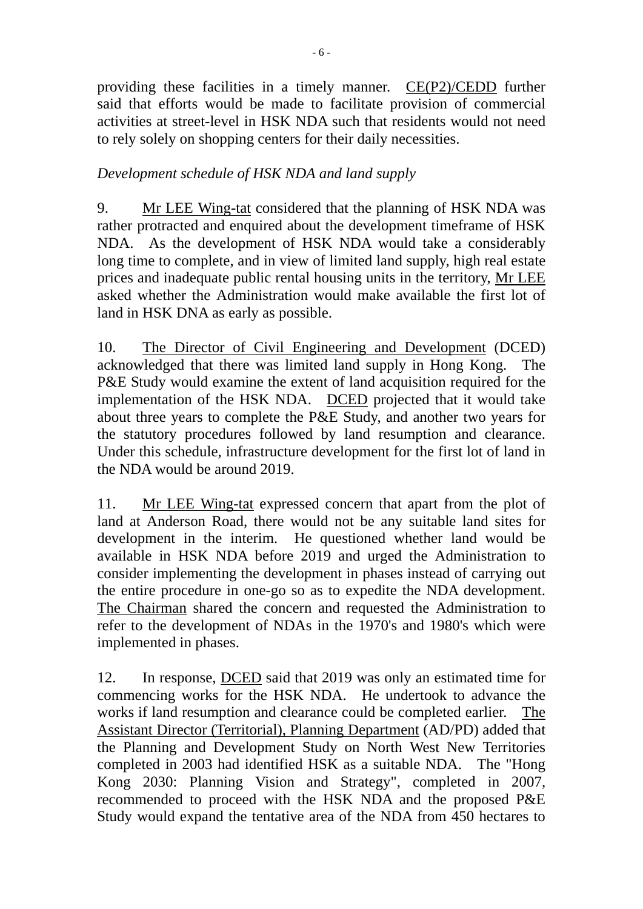providing these facilities in a timely manner. CE(P2)/CEDD further said that efforts would be made to facilitate provision of commercial activities at street-level in HSK NDA such that residents would not need to rely solely on shopping centers for their daily necessities.

*Development schedule of HSK NDA and land supply*

9. Mr LEE Wing-tat considered that the planning of HSK NDA was rather protracted and enquired about the development timeframe of HSK NDA. As the development of HSK NDA would take a considerably long time to complete, and in view of limited land supply, high real estate prices and inadequate public rental housing units in the territory, Mr LEE asked whether the Administration would make available the first lot of land in HSK DNA as early as possible.

10. The Director of Civil Engineering and Development (DCED) acknowledged that there was limited land supply in Hong Kong. The P&E Study would examine the extent of land acquisition required for the implementation of the HSK NDA. DCED projected that it would take about three years to complete the P&E Study, and another two years for the statutory procedures followed by land resumption and clearance. Under this schedule, infrastructure development for the first lot of land in the NDA would be around 2019.

11. Mr LEE Wing-tat expressed concern that apart from the plot of land at Anderson Road, there would not be any suitable land sites for development in the interim. He questioned whether land would be available in HSK NDA before 2019 and urged the Administration to consider implementing the development in phases instead of carrying out the entire procedure in one-go so as to expedite the NDA development. The Chairman shared the concern and requested the Administration to refer to the development of NDAs in the 1970's and 1980's which were implemented in phases.

12. In response, DCED said that 2019 was only an estimated time for commencing works for the HSK NDA. He undertook to advance the works if land resumption and clearance could be completed earlier. The Assistant Director (Territorial), Planning Department (AD/PD) added that the Planning and Development Study on North West New Territories completed in 2003 had identified HSK as a suitable NDA. The "Hong Kong 2030: Planning Vision and Strategy", completed in 2007, recommended to proceed with the HSK NDA and the proposed P&E Study would expand the tentative area of the NDA from 450 hectares to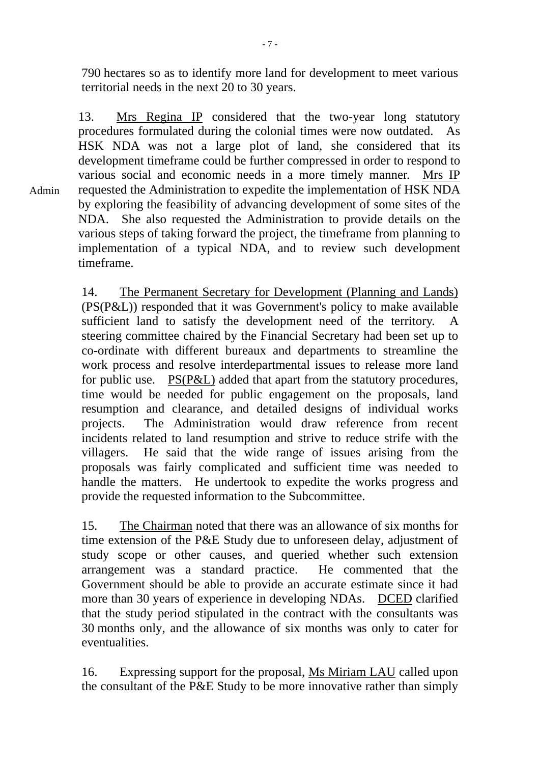790 hectares so as to identify more land for development to meet various territorial needs in the next 20 to 30 years.

13. Mrs Regina IP considered that the two-year long statutory procedures formulated during the colonial times were now outdated. As HSK NDA was not a large plot of land, she considered that its development timeframe could be further compressed in order to respond to various social and economic needs in a more timely manner. Mrs IP requested the Administration to expedite the implementation of HSK NDA by exploring the feasibility of advancing development of some sites of the NDA. She also requested the Administration to provide details on the various steps of taking forward the project, the timeframe from planning to implementation of a typical NDA, and to review such development timeframe.

Admin

14. The Permanent Secretary for Development (Planning and Lands) (PS(P&L)) responded that it was Government's policy to make available sufficient land to satisfy the development need of the territory. A steering committee chaired by the Financial Secretary had been set up to co-ordinate with different bureaux and departments to streamline the work process and resolve interdepartmental issues to release more land for public use. PS(P&L) added that apart from the statutory procedures, time would be needed for public engagement on the proposals, land resumption and clearance, and detailed designs of individual works projects. The Administration would draw reference from recent incidents related to land resumption and strive to reduce strife with the villagers. He said that the wide range of issues arising from the proposals was fairly complicated and sufficient time was needed to handle the matters. He undertook to expedite the works progress and provide the requested information to the Subcommittee.

15. The Chairman noted that there was an allowance of six months for time extension of the P&E Study due to unforeseen delay, adjustment of study scope or other causes, and queried whether such extension arrangement was a standard practice. He commented that the Government should be able to provide an accurate estimate since it had more than 30 years of experience in developing NDAs. DCED clarified that the study period stipulated in the contract with the consultants was 30 months only, and the allowance of six months was only to cater for eventualities.

16. Expressing support for the proposal, Ms Miriam LAU called upon the consultant of the P&E Study to be more innovative rather than simply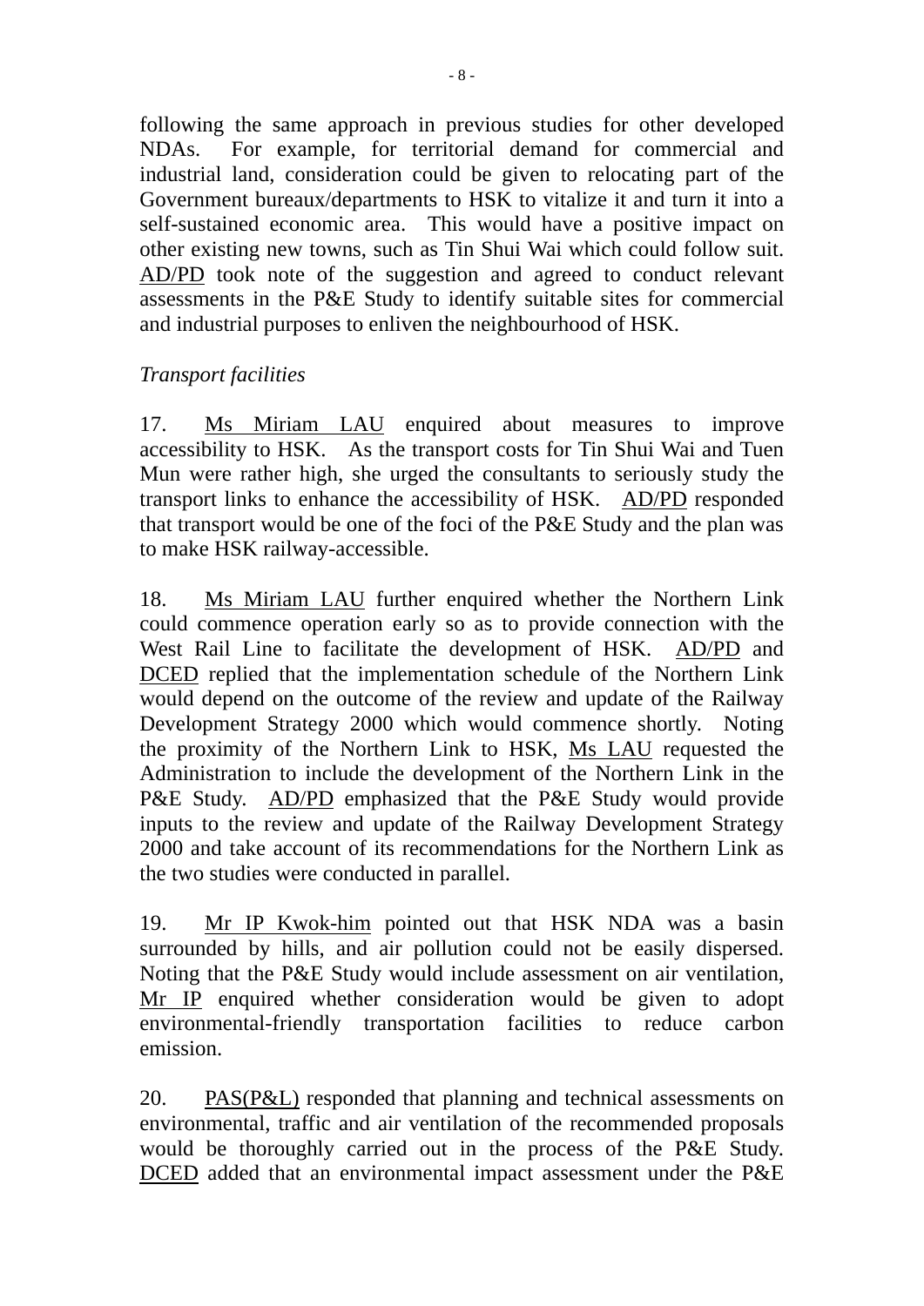following the same approach in previous studies for other developed NDAs. For example, for territorial demand for commercial and industrial land, consideration could be given to relocating part of the Government bureaux/departments to HSK to vitalize it and turn it into a self-sustained economic area. This would have a positive impact on other existing new towns, such as Tin Shui Wai which could follow suit. AD/PD took note of the suggestion and agreed to conduct relevant assessments in the P&E Study to identify suitable sites for commercial and industrial purposes to enliven the neighbourhood of HSK.

*Transport facilities*

17. Ms Miriam LAU enquired about measures to improve accessibility to HSK. As the transport costs for Tin Shui Wai and Tuen Mun were rather high, she urged the consultants to seriously study the transport links to enhance the accessibility of HSK. AD/PD responded that transport would be one of the foci of the P&E Study and the plan was to make HSK railway-accessible.

18. Ms Miriam LAU further enquired whether the Northern Link could commence operation early so as to provide connection with the West Rail Line to facilitate the development of HSK. AD/PD and DCED replied that the implementation schedule of the Northern Link would depend on the outcome of the review and update of the Railway Development Strategy 2000 which would commence shortly. Noting the proximity of the Northern Link to HSK, Ms LAU requested the Administration to include the development of the Northern Link in the P&E Study. AD/PD emphasized that the P&E Study would provide inputs to the review and update of the Railway Development Strategy 2000 and take account of its recommendations for the Northern Link as the two studies were conducted in parallel.

19. Mr IP Kwok-him pointed out that HSK NDA was a basin surrounded by hills, and air pollution could not be easily dispersed. Noting that the P&E Study would include assessment on air ventilation, Mr IP enquired whether consideration would be given to adopt environmental-friendly transportation facilities to reduce carbon emission.

20. PAS(P&L) responded that planning and technical assessments on environmental, traffic and air ventilation of the recommended proposals would be thoroughly carried out in the process of the P&E Study. DCED added that an environmental impact assessment under the P&E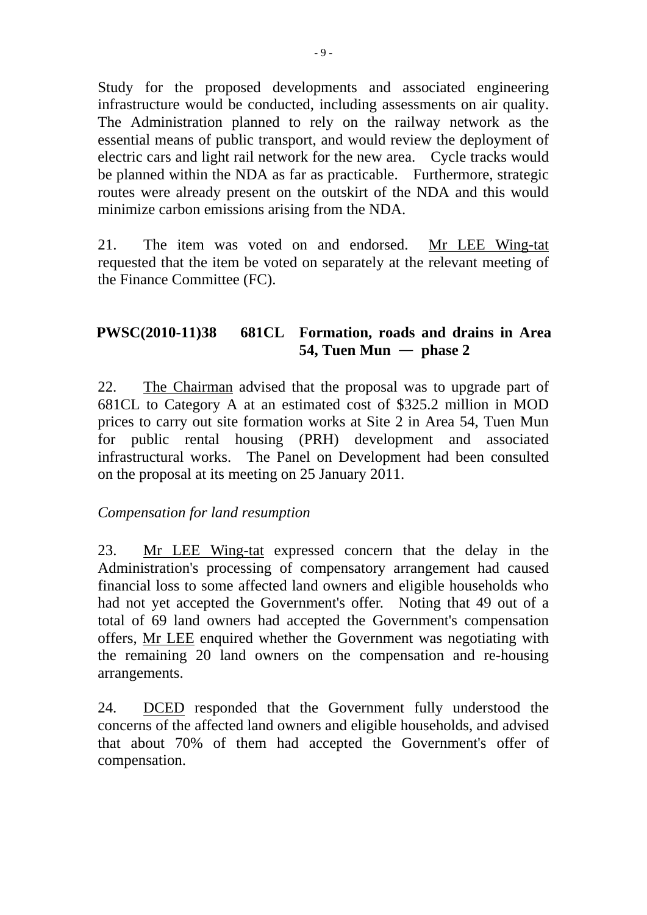Study for the proposed developments and associated engineering infrastructure would be conducted, including assessments on air quality. The Administration planned to rely on the railway network as the essential means of public transport, and would review the deployment of electric cars and light rail network for the new area. Cycle tracks would be planned within the NDA as far as practicable. Furthermore, strategic routes were already present on the outskirt of the NDA and this would minimize carbon emissions arising from the NDA.

21. The item was voted on and endorsed. Mr LEE Wing-tat requested that the item be voted on separately at the relevant meeting of the Finance Committee (FC).

**PWSC(2010-11)38 681CL Formation, roads and drains in Area 54, Tuen Mun — phase 2**

22. The Chairman advised that the proposal was to upgrade part of 681CL to Category A at an estimated cost of $325.2 million in MOD prices to carry out site formation works at Site 2 in Area 54, Tuen Mun for public rental housing (PRH) development and associated infrastructural works. The Panel on Development had been consulted on the proposal at its meeting on 25 January 2011.

*Compensation for land resumption*

23. Mr LEE Wing-tat expressed concern that the delay in the Administration's processing of compensatory arrangement had caused financial loss to some affected land owners and eligible households who had not yet accepted the Government's offer. Noting that 49 out of a total of 69 land owners had accepted the Government's compensation offers, Mr LEE enquired whether the Government was negotiating with the remaining 20 land owners on the compensation and re-housing arrangements.

24. DCED responded that the Government fully understood the concerns of the affected land owners and eligible households, and advised that about 70% of them had accepted the Government's offer of compensation.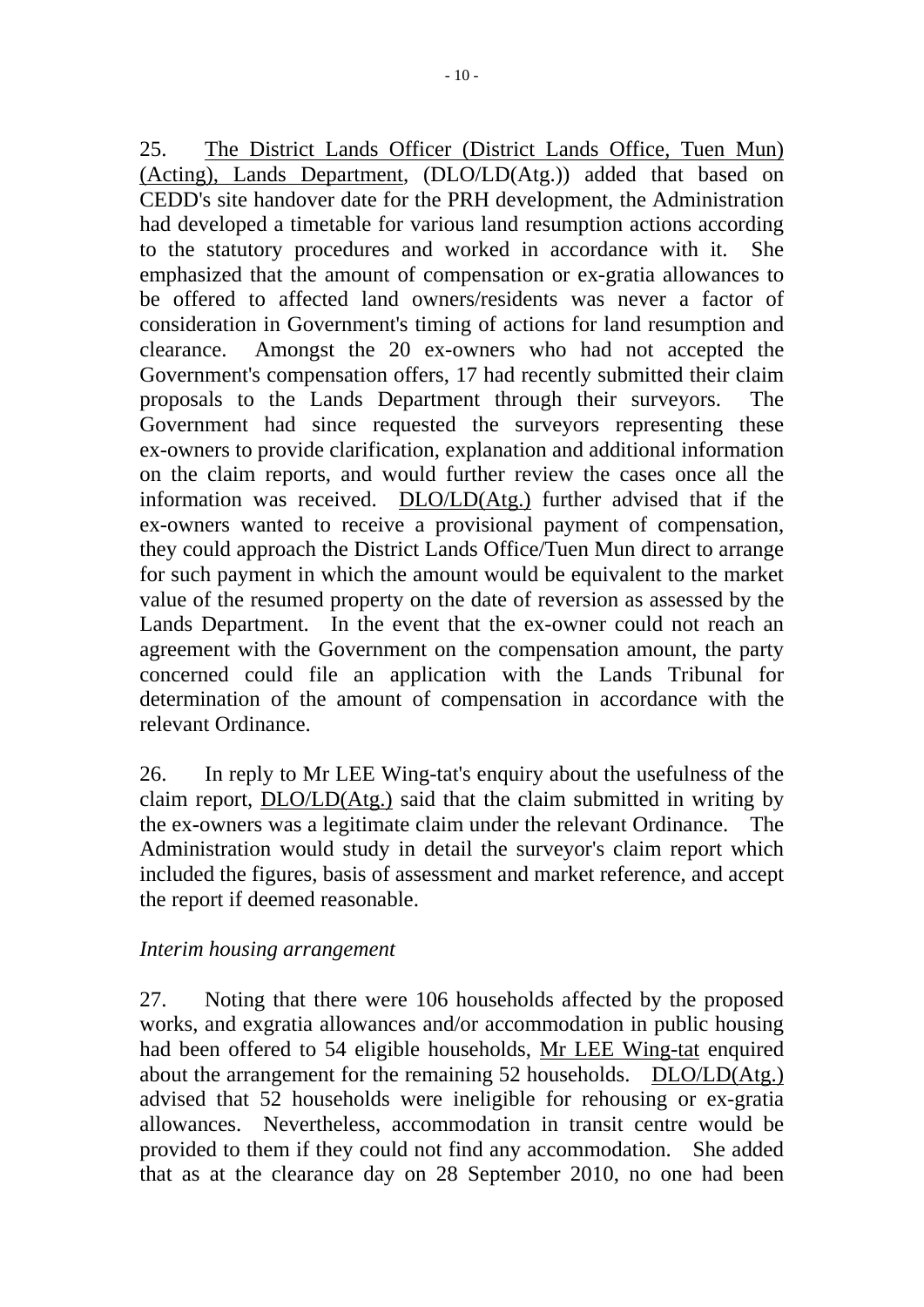25. The District Lands Officer (District Lands Office, Tuen Mun) (Acting), Lands Department, (DLO/LD(Atg.)) added that based on CEDD's site handover date for the PRH development, the Administration had developed a timetable for various land resumption actions according to the statutory procedures and worked in accordance with it. She emphasized that the amount of compensation or ex-gratia allowances to be offered to affected land owners/residents was never a factor of consideration in Government's timing of actions for land resumption and clearance. Amongst the 20 ex-owners who had not accepted the Government's compensation offers, 17 had recently submitted their claim proposals to the Lands Department through their surveyors. The Government had since requested the surveyors representing these ex-owners to provide clarification, explanation and additional information on the claim reports, and would further review the cases once all the information was received. DLO/LD(Atg.) further advised that if the ex-owners wanted to receive a provisional payment of compensation, they could approach the District Lands Office/Tuen Mun direct to arrange for such payment in which the amount would be equivalent to the market value of the resumed property on the date of reversion as assessed by the Lands Department. In the event that the ex-owner could not reach an agreement with the Government on the compensation amount, the party concerned could file an application with the Lands Tribunal for determination of the amount of compensation in accordance with the relevant Ordinance.

26. In reply to Mr LEE Wing-tat's enquiry about the usefulness of the claim report, DLO/LD(Atg.) said that the claim submitted in writing by the ex-owners was a legitimate claim under the relevant Ordinance. The Administration would study in detail the surveyor's claim report which included the figures, basis of assessment and market reference, and accept the report if deemed reasonable.

*Interim housing arrangement*

27. Noting that there were 106 households affected by the proposed works, and exgratia allowances and/or accommodation in public housing had been offered to 54 eligible households, Mr LEE Wing-tat enquired about the arrangement for the remaining 52 households. DLO/LD(Atg.) advised that 52 households were ineligible for rehousing or ex-gratia allowances. Nevertheless, accommodation in transit centre would be provided to them if they could not find any accommodation. She added that as at the clearance day on 28 September 2010, no one had been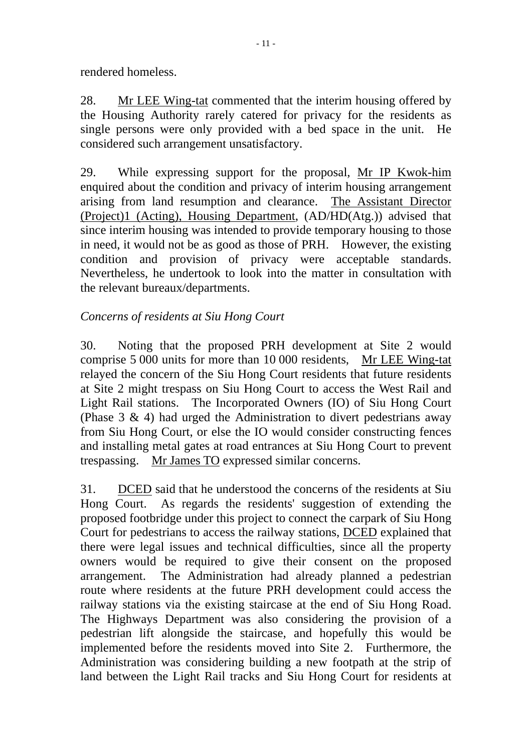rendered homeless.

28. Mr LEE Wing-tat commented that the interim housing offered by the Housing Authority rarely catered for privacy for the residents as single persons were only provided with a bed space in the unit. He considered such arrangement unsatisfactory.

29. While expressing support for the proposal, Mr IP Kwok-him enquired about the condition and privacy of interim housing arrangement arising from land resumption and clearance. The Assistant Director (Project)1 (Acting), Housing Department, (AD/HD(Atg.)) advised that since interim housing was intended to provide temporary housing to those in need, it would not be as good as those of PRH. However, the existing condition and provision of privacy were acceptable standards. Nevertheless, he undertook to look into the matter in consultation with the relevant bureaux/departments.

*Concerns of residents at Siu Hong Court*

30. Noting that the proposed PRH development at Site 2 would comprise 5 000 units for more than 10 000 residents, Mr LEE Wing-tat relayed the concern of the Siu Hong Court residents that future residents at Site 2 might trespass on Siu Hong Court to access the West Rail and Light Rail stations. The Incorporated Owners (IO) of Siu Hong Court (Phase 3 & 4) had urged the Administration to divert pedestrians away from Siu Hong Court, or else the IO would consider constructing fences and installing metal gates at road entrances at Siu Hong Court to prevent trespassing. Mr James TO expressed similar concerns.

31. DCED said that he understood the concerns of the residents at Siu Hong Court. As regards the residents' suggestion of extending the proposed footbridge under this project to connect the carpark of Siu Hong Court for pedestrians to access the railway stations, DCED explained that there were legal issues and technical difficulties, since all the property owners would be required to give their consent on the proposed arrangement. The Administration had already planned a pedestrian route where residents at the future PRH development could access the railway stations via the existing staircase at the end of Siu Hong Road. The Highways Department was also considering the provision of a pedestrian lift alongside the staircase, and hopefully this would be implemented before the residents moved into Site 2. Furthermore, the Administration was considering building a new footpath at the strip of land between the Light Rail tracks and Siu Hong Court for residents at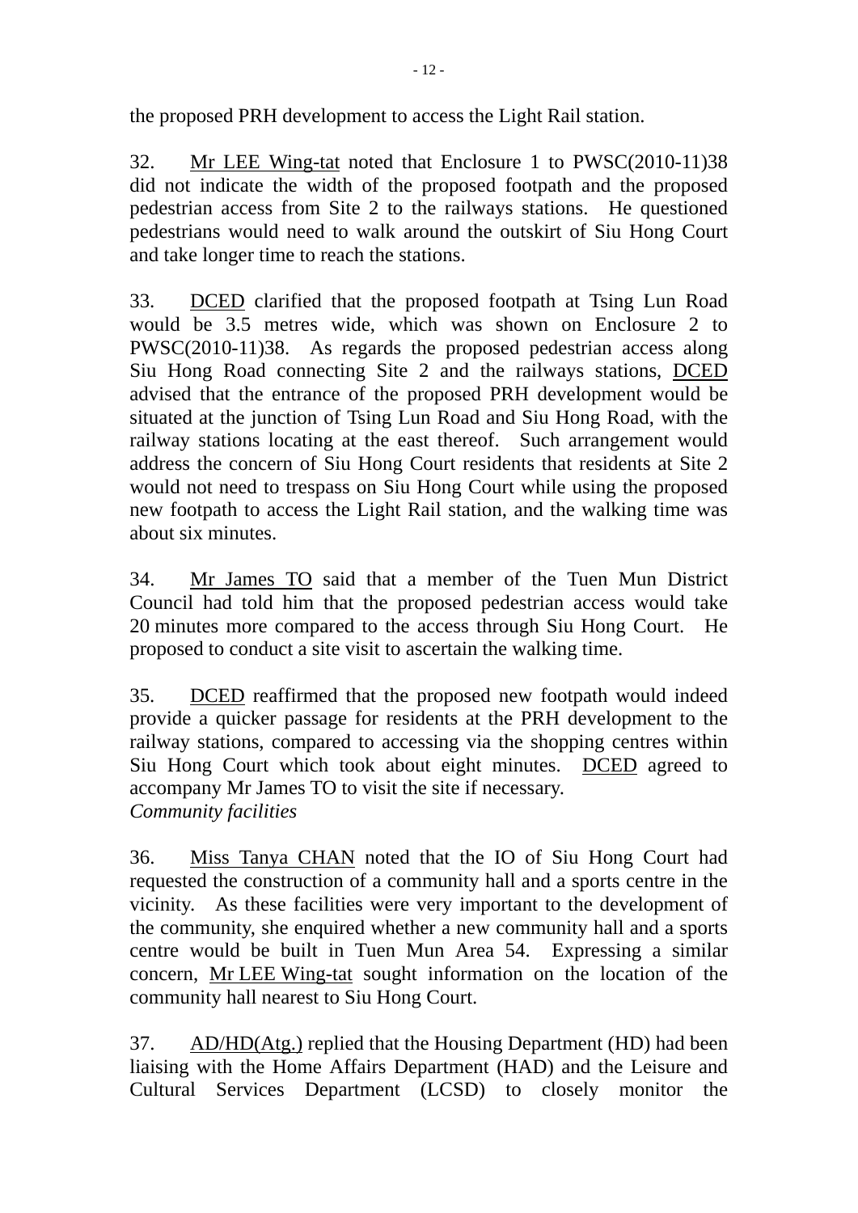the proposed PRH development to access the Light Rail station.

32. Mr LEE Wing-tat noted that Enclosure 1 to PWSC(2010-11)38 did not indicate the width of the proposed footpath and the proposed pedestrian access from Site 2 to the railways stations. He questioned pedestrians would need to walk around the outskirt of Siu Hong Court and take longer time to reach the stations.

33. DCED clarified that the proposed footpath at Tsing Lun Road would be 3.5 metres wide, which was shown on Enclosure 2 to PWSC(2010-11)38. As regards the proposed pedestrian access along Siu Hong Road connecting Site 2 and the railways stations, DCED advised that the entrance of the proposed PRH development would be situated at the junction of Tsing Lun Road and Siu Hong Road, with the railway stations locating at the east thereof. Such arrangement would address the concern of Siu Hong Court residents that residents at Site 2 would not need to trespass on Siu Hong Court while using the proposed new footpath to access the Light Rail station, and the walking time was about six minutes.

34. Mr James TO said that a member of the Tuen Mun District Council had told him that the proposed pedestrian access would take 20 minutes more compared to the access through Siu Hong Court. He proposed to conduct a site visit to ascertain the walking time.

35. DCED reaffirmed that the proposed new footpath would indeed provide a quicker passage for residents at the PRH development to the railway stations, compared to accessing via the shopping centres within Siu Hong Court which took about eight minutes. DCED agreed to accompany Mr James TO to visit the site if necessary.

*Community facilities*

36. Miss Tanya CHAN noted that the IO of Siu Hong Court had requested the construction of a community hall and a sports centre in the vicinity. As these facilities were very important to the development of the community, she enquired whether a new community hall and a sports centre would be built in Tuen Mun Area 54. Expressing a similar concern, Mr LEE Wing-tat sought information on the location of the community hall nearest to Siu Hong Court.

37. AD/HD(Atg.) replied that the Housing Department (HD) had been liaising with the Home Affairs Department (HAD) and the Leisure and Cultural Services Department (LCSD) to closely monitor the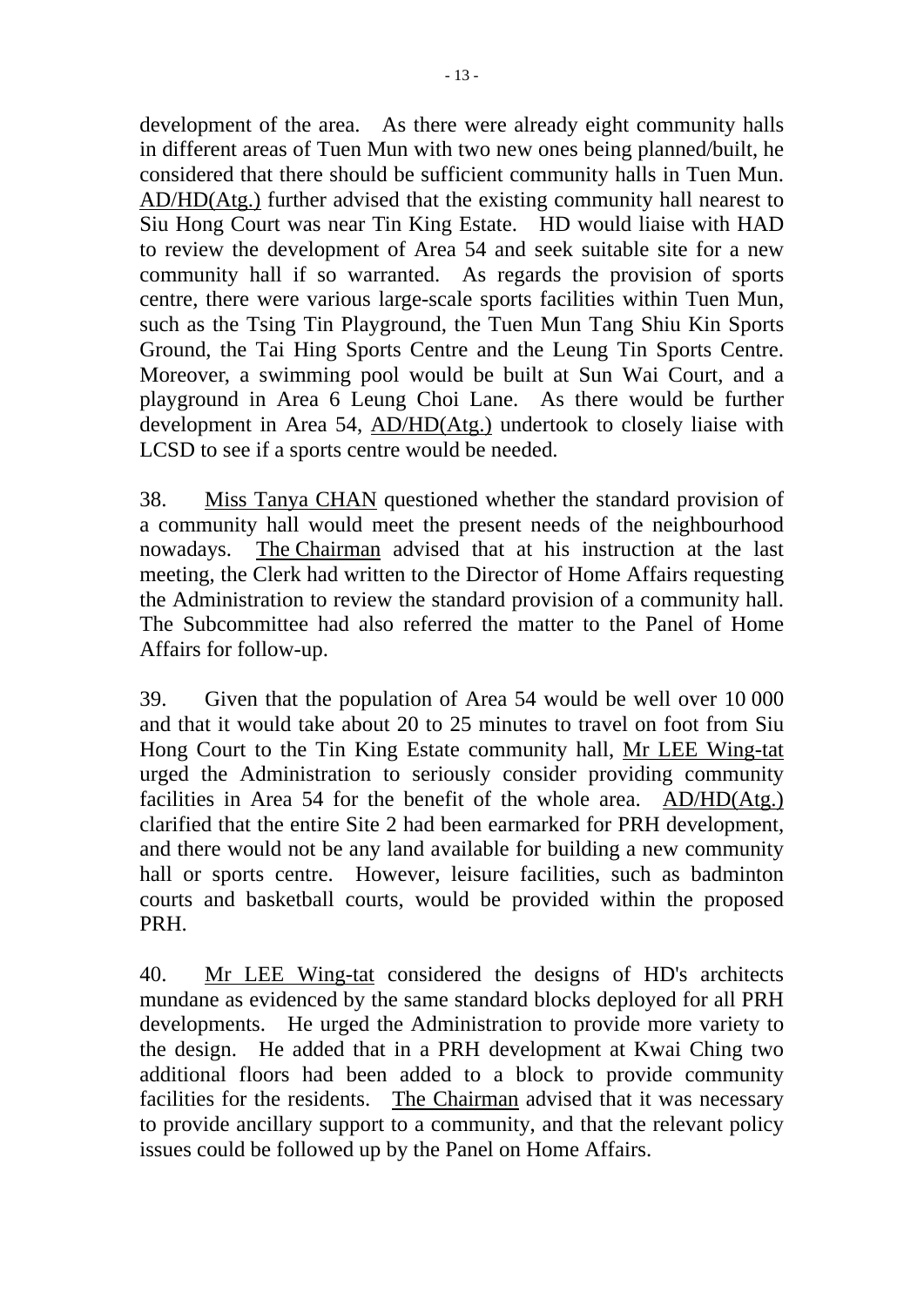development of the area. As there were already eight community halls in different areas of Tuen Mun with two new ones being planned/built, he considered that there should be sufficient community halls in Tuen Mun. AD/HD(Atg.) further advised that the existing community hall nearest to Siu Hong Court was near Tin King Estate. HD would liaise with HAD to review the development of Area 54 and seek suitable site for a new community hall if so warranted. As regards the provision of sports centre, there were various large-scale sports facilities within Tuen Mun, such as the Tsing Tin Playground, the Tuen Mun Tang Shiu Kin Sports Ground, the Tai Hing Sports Centre and the Leung Tin Sports Centre. Moreover, a swimming pool would be built at Sun Wai Court, and a playground in Area 6 Leung Choi Lane. As there would be further development in Area 54, AD/HD(Atg.) undertook to closely liaise with LCSD to see if a sports centre would be needed.

38. Miss Tanya CHAN questioned whether the standard provision of a community hall would meet the present needs of the neighbourhood nowadays. The Chairman advised that at his instruction at the last meeting, the Clerk had written to the Director of Home Affairs requesting the Administration to review the standard provision of a community hall. The Subcommittee had also referred the matter to the Panel of Home Affairs for follow-up.

39. Given that the population of Area 54 would be well over 10 000 and that it would take about 20 to 25 minutes to travel on foot from Siu Hong Court to the Tin King Estate community hall, Mr LEE Wing-tat urged the Administration to seriously consider providing community facilities in Area 54 for the benefit of the whole area. AD/HD(Atg.) clarified that the entire Site 2 had been earmarked for PRH development, and there would not be any land available for building a new community hall or sports centre. However, leisure facilities, such as badminton courts and basketball courts, would be provided within the proposed PRH.

40. Mr LEE Wing-tat considered the designs of HD's architects mundane as evidenced by the same standard blocks deployed for all PRH developments. He urged the Administration to provide more variety to the design. He added that in a PRH development at Kwai Ching two additional floors had been added to a block to provide community facilities for the residents. The Chairman advised that it was necessary to provide ancillary support to a community, and that the relevant policy issues could be followed up by the Panel on Home Affairs.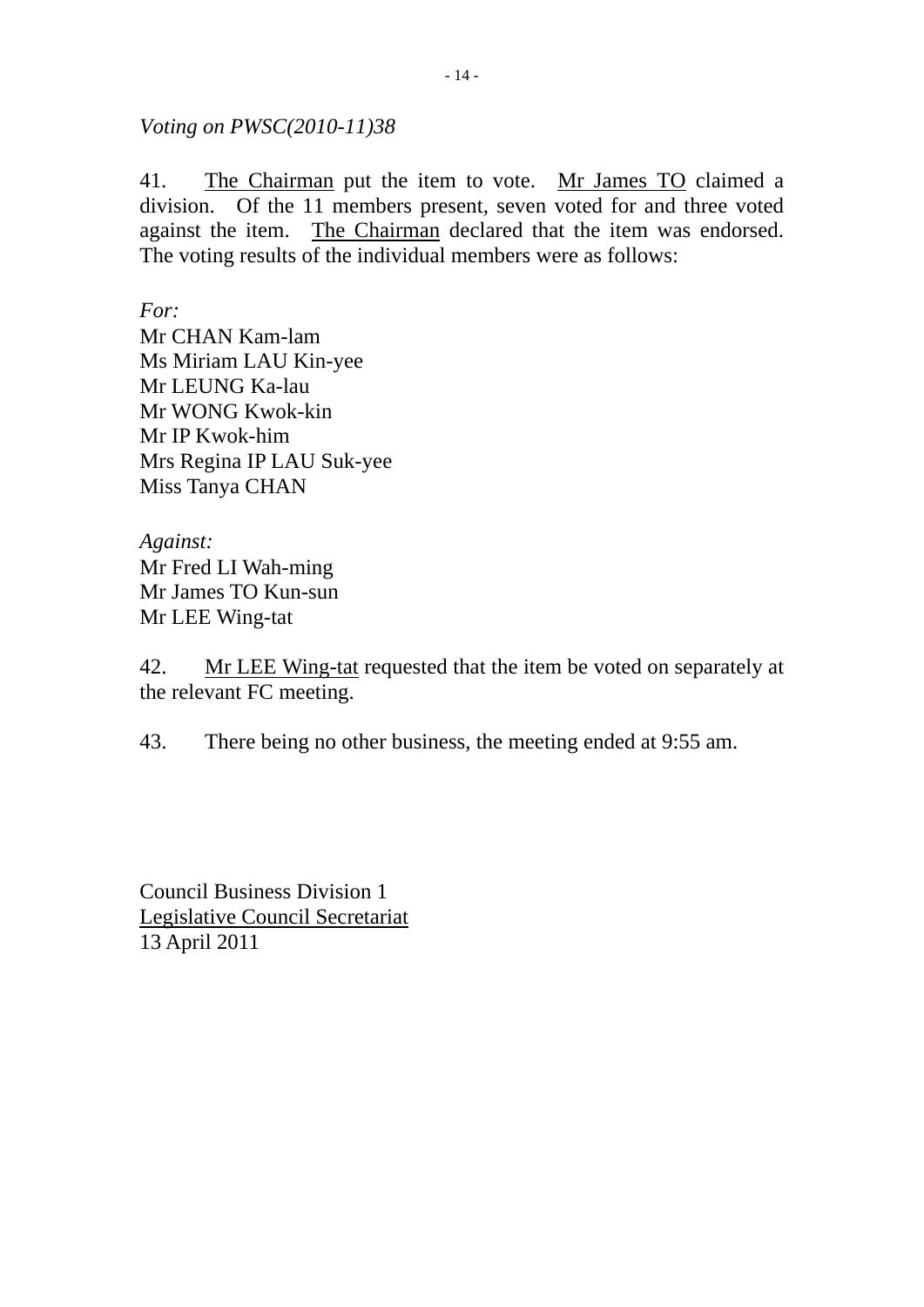*Voting on PWSC(2010-11)38*

41. The Chairman put the item to vote. Mr James TO claimed a division. Of the 11 members present, seven voted for and three voted against the item. The Chairman declared that the item was endorsed. The voting results of the individual members were as follows:

*For:*
Mr CHAN Kam-lam
Ms Miriam LAU Kin-yee
Mr LEUNG Ka-lau
Mr WONG Kwok-kin
Mr IP Kwok-him
Mrs Regina IP LAU Suk-yee
Miss Tanya CHAN

*Against:*
Mr Fred LI Wah-ming
Mr James TO Kun-sun
Mr LEE Wing-tat

42. Mr LEE Wing-tat requested that the item be voted on separately at the relevant FC meeting.

43. There being no other business, the meeting ended at 9:55 am.

Council Business Division 1
Legislative Council Secretariat
13 April 2011